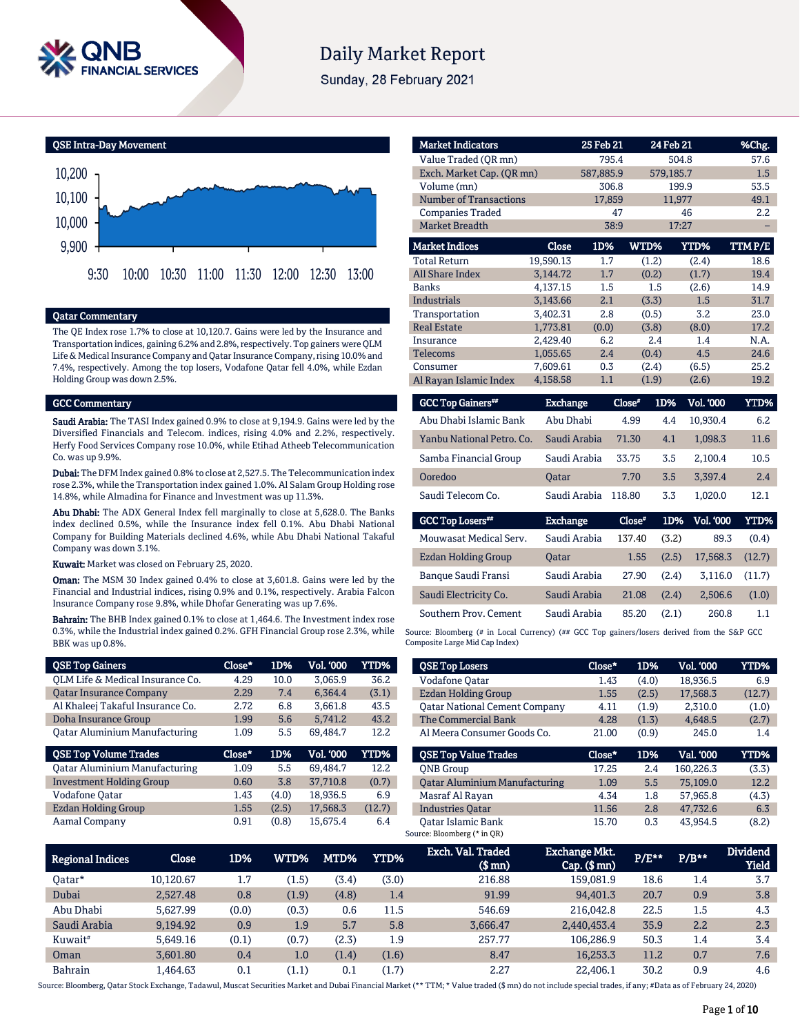# Daily Market Report

Sunday, 28 February 2021

## QSE Intra-Day Movement

## Qatar Commentary

The QE Index rose 1.7% to close at 10,120.7. Gains were led by the Insurance and Transportation indices, gaining 6.2% and 2.8%, respectively. Top gainers were QLM Life & Medical Insurance Company and Qatar Insurance Company, rising 10.0% and 7.4%, respectively. Among the top losers, Vodafone Qatar fell 4.0%, while Ezdan Holding Group was down 2.5%.

## GCC Commentary

**Saudi Arabia:** The TASI Index gained 0.9% to close at 9,194.9. Gains were led by the Diversified Financials and Telecom. indices, rising 4.0% and 2.2%, respectively. Herfy Food Services Company rose 10.0%, while Etihad Atheeb Telecommunication Co. was up 9.9%.

**Dubai:** The DFM Index gained 0.8% to close at 2,527.5. The Telecommunication index rose 2.3%, while the Transportation index gained 1.0%. Al Salam Group Holding rose 14.8%, while Almadina for Finance and Investment was up 11.3%.

**Abu Dhabi:** The ADX General Index fell marginally to close at 5,628.0. The Banks index declined 0.5%, while the Insurance index fell 0.1%. Abu Dhabi National Company for Building Materials declined 4.6%, while Abu Dhabi National Takaful Company was down 3.1%.

**Kuwait:** Market was closed on February 25, 2020.

**Oman:** The MSM 30 Index gained 0.4% to close at 3,601.8. Gains were led by the Financial and Industrial indices, rising 0.9% and 0.1%, respectively. Arabia Falcon Insurance Company rose 9.8%, while Dhofar Generating was up 7.6%.

**Bahrain:** The BHB Index gained 0.1% to close at 1,464.6. The Investment index rose 0.3%, while the Industrial index gained 0.2%. GFH Financial Group rose 2.3%, while BBK was up 0.8%.

| Market Indicators | 25 Feb 21 | 24 Feb 21 | %Chg. |
|---|---|---|---|
| Value Traded (QR mn) | 795.4 | 504.8 | 57.6 |
| Exch. Market Cap. (QR mn) | 587,885.9 | 579,185.7 | 1.5 |
| Volume (mn) | 306.8 | 199.9 | 53.5 |
| Number of Transactions | 17,859 | 11,977 | 49.1 |
| Companies Traded | 47 | 46 | 2.2 |
| Market Breadth | 38:9 | 17:27 | – |

| Market Indices | Close | 1D% | WTD% | YTD% | TTM P/E |
|---|---|---|---|---|---|
| Total Return | 19,590.13 | 1.7 | (1.2) | (2.4) | 18.6 |
| All Share Index | 3,144.72 | 1.7 | (0.2) | (1.7) | 19.4 |
| Banks | 4,137.15 | 1.5 | 1.5 | (2.6) | 14.9 |
| Industrials | 3,143.66 | 2.1 | (3.3) | 1.5 | 31.7 |
| Transportation | 3,402.31 | 2.8 | (0.5) | 3.2 | 23.0 |
| Real Estate | 1,773.81 | (0.0) | (3.8) | (8.0) | 17.2 |
| Insurance | 2,429.40 | 6.2 | 2.4 | 1.4 | N.A. |
| Telecoms | 1,055.65 | 2.4 | (0.4) | 4.5 | 24.6 |
| Consumer | 7,609.61 | 0.3 | (2.4) | (6.5) | 25.2 |
| Al Rayan Islamic Index | 4,158.58 | 1.1 | (1.9) | (2.6) | 19.2 |

| GCC Top Gainers## | Exchange | Close# | 1D% | Vol. '000 | YTD% |
|---|---|---|---|---|---|
| Abu Dhabi Islamic Bank | Abu Dhabi | 4.99 | 4.4 | 10,930.4 | 6.2 |
| Yanbu National Petro. Co. | Saudi Arabia | 71.30 | 4.1 | 1,098.3 | 11.6 |
| Samba Financial Group | Saudi Arabia | 33.75 | 3.5 | 2,100.4 | 10.5 |
| Ooredoo | Qatar | 7.70 | 3.5 | 3,397.4 | 2.4 |
| Saudi Telecom Co. | Saudi Arabia | 118.80 | 3.3 | 1,020.0 | 12.1 |

| GCC Top Losers## | Exchange | Close# | 1D% | Vol. '000 | YTD% |
|---|---|---|---|---|---|
| Mouwasat Medical Serv. | Saudi Arabia | 137.40 | (3.2) | 89.3 | (0.4) |
| Ezdan Holding Group | Qatar | 1.55 | (2.5) | 17,568.3 | (12.7) |
| Banque Saudi Fransi | Saudi Arabia | 27.90 | (2.4) | 3,116.0 | (11.7) |
| Saudi Electricity Co. | Saudi Arabia | 21.08 | (2.4) | 2,506.6 | (1.0) |
| Southern Prov. Cement | Saudi Arabia | 85.20 | (2.1) | 260.8 | 1.1 |

Source: Bloomberg (# in Local Currency) (## GCC Top gainers/losers derived from the S&P GCC Composite Large Mid Cap Index)

| QSE Top Gainers | Close* | 1D% | Vol. '000 | YTD% |
|---|---|---|---|---|
| QLM Life & Medical Insurance Co. | 4.29 | 10.0 | 3,065.9 | 36.2 |
| Qatar Insurance Company | 2.29 | 7.4 | 6,364.4 | (3.1) |
| Al Khaleej Takaful Insurance Co. | 2.72 | 6.8 | 3,661.8 | 43.5 |
| Doha Insurance Group | 1.99 | 5.6 | 5,741.2 | 43.2 |
| Qatar Aluminium Manufacturing | 1.09 | 5.5 | 69,484.7 | 12.2 |

| QSE Top Volume Trades | Close* | 1D% | Vol. '000 | YTD% |
|---|---|---|---|---|
| Qatar Aluminium Manufacturing | 1.09 | 5.5 | 69,484.7 | 12.2 |
| Investment Holding Group | 0.60 | 3.8 | 37,710.8 | (0.7) |
| Vodafone Qatar | 1.43 | (4.0) | 18,936.5 | 6.9 |
| Ezdan Holding Group | 1.55 | (2.5) | 17,568.3 | (12.7) |
| Aamal Company | 0.91 | (0.8) | 15,675.4 | 6.4 |

| QSE Top Losers | Close* | 1D% | Vol. '000 | YTD% |
|---|---|---|---|---|
| Vodafone Qatar | 1.43 | (4.0) | 18,936.5 | 6.9 |
| Ezdan Holding Group | 1.55 | (2.5) | 17,568.3 | (12.7) |
| Qatar National Cement Company | 4.11 | (1.9) | 2,310.0 | (1.0) |
| The Commercial Bank | 4.28 | (1.3) | 4,648.5 | (2.7) |
| Al Meera Consumer Goods Co. | 21.00 | (0.9) | 245.0 | 1.4 |

| QSE Top Value Trades | Close* | 1D% | Val. '000 | YTD% |
|---|---|---|---|---|
| QNB Group | 17.25 | 2.4 | 160,226.3 | (3.3) |
| Qatar Aluminium Manufacturing | 1.09 | 5.5 | 75,109.0 | 12.2 |
| Masraf Al Rayan | 4.34 | 1.8 | 57,965.8 | (4.3) |
| Industries Qatar | 11.56 | 2.8 | 47,732.6 | 6.3 |
| Qatar Islamic Bank | 15.70 | 0.3 | 43,954.5 | (8.2) |

Source: Bloomberg (* in QR)

| Regional Indices | Close | 1D% | WTD% | MTD% | YTD% | Exch. Val. Traded ($ mn) | Exchange Mkt. Cap. ($ mn) | P/E** | P/B** | Dividend Yield |
|---|---|---|---|---|---|---|---|---|---|---|
| Qatar* | 10,120.67 | 1.7 | (1.5) | (3.4) | (3.0) | 216.88 | 159,081.9 | 18.6 | 1.4 | 3.7 |
| Dubai | 2,527.48 | 0.8 | (1.9) | (4.8) | 1.4 | 91.99 | 94,401.3 | 20.7 | 0.9 | 3.8 |
| Abu Dhabi | 5,627.99 | (0.0) | (0.3) | 0.6 | 11.5 | 546.69 | 216,042.8 | 22.5 | 1.5 | 4.3 |
| Saudi Arabia | 9,194.92 | 0.9 | 1.9 | 5.7 | 5.8 | 3,666.47 | 2,440,453.4 | 35.9 | 2.2 | 2.3 |
| Kuwait# | 5,649.16 | (0.1) | (0.7) | (2.3) | 1.9 | 257.77 | 106,286.9 | 50.3 | 1.4 | 3.4 |
| Oman | 3,601.80 | 0.4 | 1.0 | (1.4) | (1.6) | 8.47 | 16,253.3 | 11.2 | 0.7 | 7.6 |
| Bahrain | 1,464.63 | 0.1 | (1.1) | 0.1 | (1.7) | 2.27 | 22,406.1 | 30.2 | 0.9 | 4.6 |

Source: Bloomberg, Qatar Stock Exchange, Tadawul, Muscat Securities Market and Dubai Financial Market (** TTM; * Value traded ($ mn) do not include special trades, if any; #Data as of February 24, 2020)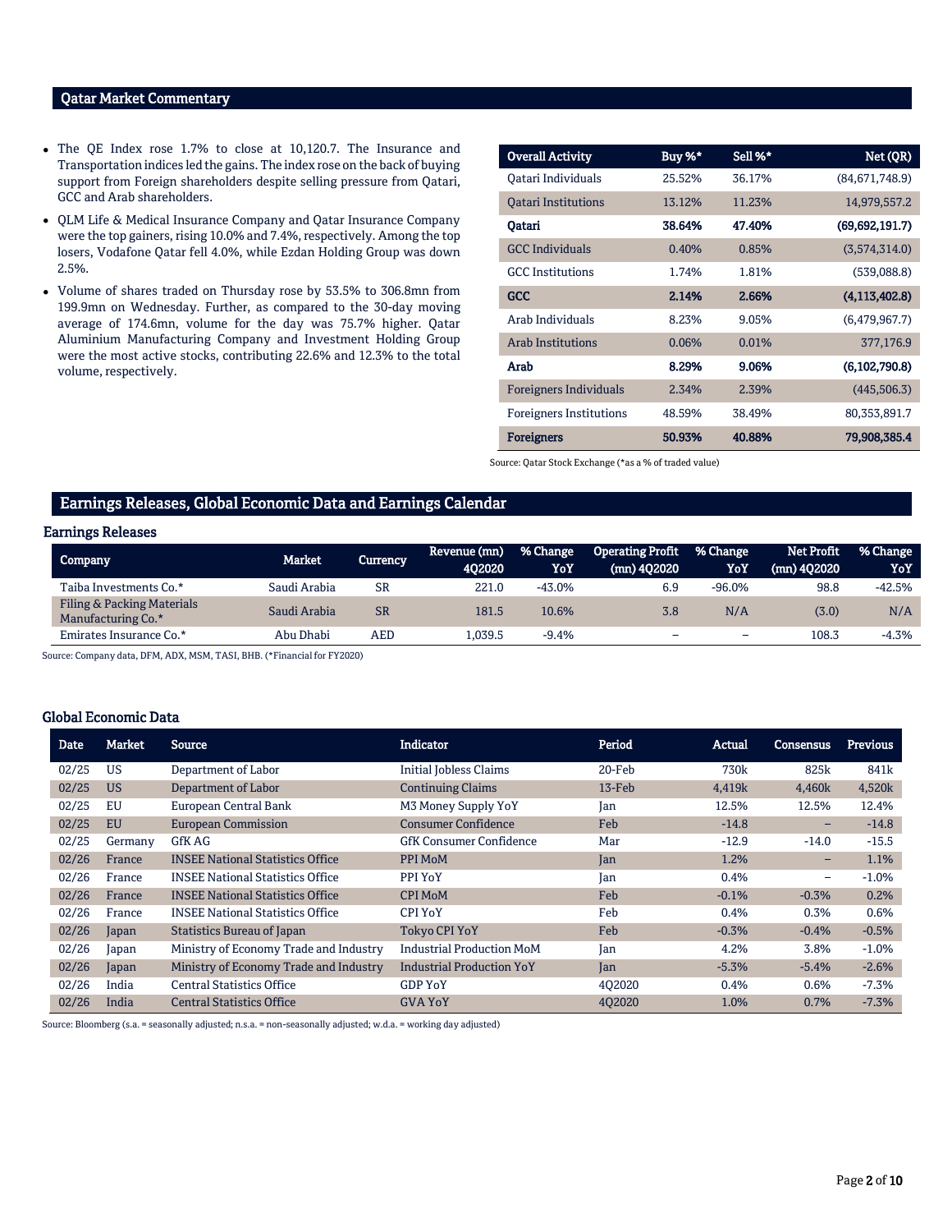## Qatar Market Commentary

- The QE Index rose 1.7% to close at 10,120.7. The Insurance and Transportation indices led the gains. The index rose on the back of buying support from Foreign shareholders despite selling pressure from Qatari, GCC and Arab shareholders.
- QLM Life & Medical Insurance Company and Qatar Insurance Company were the top gainers, rising 10.0% and 7.4%, respectively. Among the top losers, Vodafone Qatar fell 4.0%, while Ezdan Holding Group was down 2.5%.
- Volume of shares traded on Thursday rose by 53.5% to 306.8mn from 199.9mn on Wednesday. Further, as compared to the 30-day moving average of 174.6mn, volume for the day was 75.7% higher. Qatar Aluminium Manufacturing Company and Investment Holding Group were the most active stocks, contributing 22.6% and 12.3% to the total volume, respectively.

| Overall Activity | Buy %* | Sell %* | Net (QR) |
|---|---|---|---|
| Qatari Individuals | 25.52% | 36.17% | (84,671,748.9) |
| Qatari Institutions | 13.12% | 11.23% | 14,979,557.2 |
| **Qatari** | **38.64%** | **47.40%** | **(69,692,191.7)** |
| GCC Individuals | 0.40% | 0.85% | (3,574,314.0) |
| GCC Institutions | 1.74% | 1.81% | (539,088.8) |
| **GCC** | **2.14%** | **2.66%** | **(4,113,402.8)** |
| Arab Individuals | 8.23% | 9.05% | (6,479,967.7) |
| Arab Institutions | 0.06% | 0.01% | 377,176.9 |
| **Arab** | **8.29%** | **9.06%** | **(6,102,790.8)** |
| Foreigners Individuals | 2.34% | 2.39% | (445,506.3) |
| Foreigners Institutions | 48.59% | 38.49% | 80,353,891.7 |
| **Foreigners** | **50.93%** | **40.88%** | **79,908,385.4** |

Source: Qatar Stock Exchange (*as a % of traded value)

## Earnings Releases, Global Economic Data and Earnings Calendar

### Earnings Releases

| Company | Market | Currency | Revenue (mn) 4Q2020 | % Change YoY | Operating Profit (mn) 4Q2020 | % Change YoY | Net Profit (mn) 4Q2020 | % Change YoY |
|---|---|---|---|---|---|---|---|---|
| Taiba Investments Co.* | Saudi Arabia | SR | 221.0 | -43.0% | 6.9 | -96.0% | 98.8 | -42.5% |
| Filing & Packing Materials Manufacturing Co.* | Saudi Arabia | SR | 181.5 | 10.6% | 3.8 | N/A | (3.0) | N/A |
| Emirates Insurance Co.* | Abu Dhabi | AED | 1,039.5 | -9.4% | – | – | 108.3 | -4.3% |

Source: Company data, DFM, ADX, MSM, TASI, BHB. (*Financial for FY2020)

### Global Economic Data

| Date | Market | Source | Indicator | Period | Actual | Consensus | Previous |
|---|---|---|---|---|---|---|---|
| 02/25 | US | Department of Labor | Initial Jobless Claims | 20-Feb | 730k | 825k | 841k |
| 02/25 | US | Department of Labor | Continuing Claims | 13-Feb | 4,419k | 4,460k | 4,520k |
| 02/25 | EU | European Central Bank | M3 Money Supply YoY | Jan | 12.5% | 12.5% | 12.4% |
| 02/25 | EU | European Commission | Consumer Confidence | Feb | -14.8 | – | -14.8 |
| 02/25 | Germany | GfK AG | GfK Consumer Confidence | Mar | -12.9 | -14.0 | -15.5 |
| 02/26 | France | INSEE National Statistics Office | PPI MoM | Jan | 1.2% | – | 1.1% |
| 02/26 | France | INSEE National Statistics Office | PPI YoY | Jan | 0.4% | – | -1.0% |
| 02/26 | France | INSEE National Statistics Office | CPI MoM | Feb | -0.1% | -0.3% | 0.2% |
| 02/26 | France | INSEE National Statistics Office | CPI YoY | Feb | 0.4% | 0.3% | 0.6% |
| 02/26 | Japan | Statistics Bureau of Japan | Tokyo CPI YoY | Feb | -0.3% | -0.4% | -0.5% |
| 02/26 | Japan | Ministry of Economy Trade and Industry | Industrial Production MoM | Jan | 4.2% | 3.8% | -1.0% |
| 02/26 | Japan | Ministry of Economy Trade and Industry | Industrial Production YoY | Jan | -5.3% | -5.4% | -2.6% |
| 02/26 | India | Central Statistics Office | GDP YoY | 4Q2020 | 0.4% | 0.6% | -7.3% |
| 02/26 | India | Central Statistics Office | GVA YoY | 4Q2020 | 1.0% | 0.7% | -7.3% |

Source: Bloomberg (s.a. = seasonally adjusted; n.s.a. = non-seasonally adjusted; w.d.a. = working day adjusted)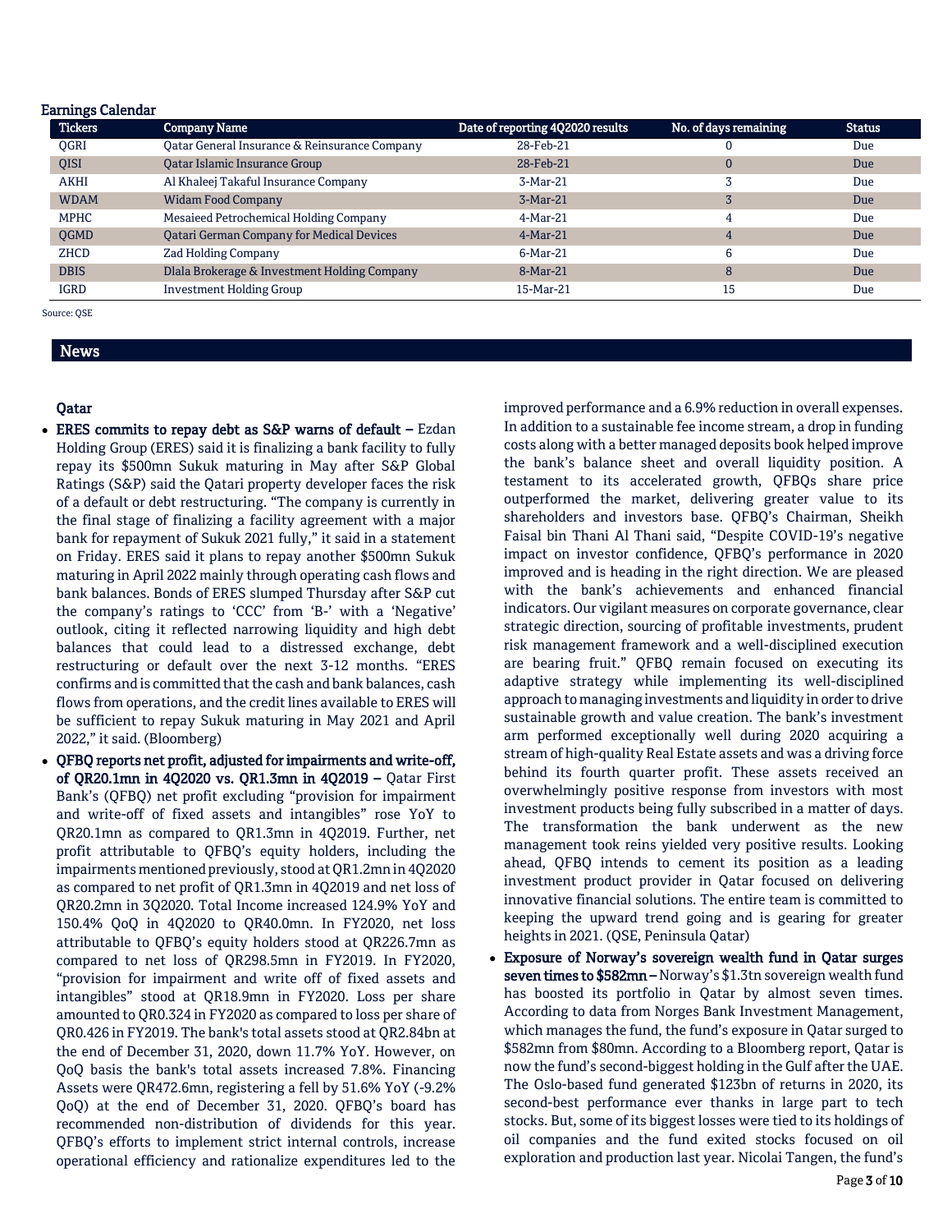## Earnings Calendar

| Tickers | Company Name | Date of reporting 4Q2020 results | No. of days remaining | Status |
|---|---|---|---|---|
| QGRI | Qatar General Insurance & Reinsurance Company | 28-Feb-21 | 0 | Due |
| QISI | Qatar Islamic Insurance Group | 28-Feb-21 | 0 | Due |
| AKHI | Al Khaleej Takaful Insurance Company | 3-Mar-21 | 3 | Due |
| WDAM | Widam Food Company | 3-Mar-21 | 3 | Due |
| MPHC | Mesaieed Petrochemical Holding Company | 4-Mar-21 | 4 | Due |
| QGMD | Qatari German Company for Medical Devices | 4-Mar-21 | 4 | Due |
| ZHCD | Zad Holding Company | 6-Mar-21 | 6 | Due |
| DBIS | Dlala Brokerage & Investment Holding Company | 8-Mar-21 | 8 | Due |
| IGRD | Investment Holding Group | 15-Mar-21 | 15 | Due |

Source: QSE

## News

### Qatar

- **ERES commits to repay debt as S&P warns of default –** Ezdan Holding Group (ERES) said it is finalizing a bank facility to fully repay its $500mn Sukuk maturing in May after S&P Global Ratings (S&P) said the Qatari property developer faces the risk of a default or debt restructuring. "The company is currently in the final stage of finalizing a facility agreement with a major bank for repayment of Sukuk 2021 fully," it said in a statement on Friday. ERES said it plans to repay another $500mn Sukuk maturing in April 2022 mainly through operating cash flows and bank balances. Bonds of ERES slumped Thursday after S&P cut the company's ratings to 'CCC' from 'B-' with a 'Negative' outlook, citing it reflected narrowing liquidity and high debt balances that could lead to a distressed exchange, debt restructuring or default over the next 3-12 months. "ERES confirms and is committed that the cash and bank balances, cash flows from operations, and the credit lines available to ERES will be sufficient to repay Sukuk maturing in May 2021 and April 2022," it said. (Bloomberg)
- **QFBQ reports net profit, adjusted for impairments and write-off, of QR20.1mn in 4Q2020 vs. QR1.3mn in 4Q2019 –** Qatar First Bank's (QFBQ) net profit excluding "provision for impairment and write-off of fixed assets and intangibles" rose YoY to QR20.1mn as compared to QR1.3mn in 4Q2019. Further, net profit attributable to QFBQ's equity holders, including the impairments mentioned previously, stood at QR1.2mn in 4Q2020 as compared to net profit of QR1.3mn in 4Q2019 and net loss of QR20.2mn in 3Q2020. Total Income increased 124.9% YoY and 150.4% QoQ in 4Q2020 to QR40.0mn. In FY2020, net loss attributable to QFBQ's equity holders stood at QR226.7mn as compared to net loss of QR298.5mn in FY2019. In FY2020, "provision for impairment and write off of fixed assets and intangibles" stood at QR18.9mn in FY2020. Loss per share amounted to QR0.324 in FY2020 as compared to loss per share of QR0.426 in FY2019. The bank's total assets stood at QR2.84bn at the end of December 31, 2020, down 11.7% YoY. However, on QoQ basis the bank's total assets increased 7.8%. Financing Assets were QR472.6mn, registering a fell by 51.6% YoY (-9.2% QoQ) at the end of December 31, 2020. QFBQ's board has recommended non-distribution of dividends for this year. QFBQ's efforts to implement strict internal controls, increase operational efficiency and rationalize expenditures led to the improved performance and a 6.9% reduction in overall expenses. In addition to a sustainable fee income stream, a drop in funding costs along with a better managed deposits book helped improve the bank's balance sheet and overall liquidity position. A testament to its accelerated growth, QFBQs share price outperformed the market, delivering greater value to its shareholders and investors base. QFBQ's Chairman, Sheikh Faisal bin Thani Al Thani said, "Despite COVID-19's negative impact on investor confidence, QFBQ's performance in 2020 improved and is heading in the right direction. We are pleased with the bank's achievements and enhanced financial indicators. Our vigilant measures on corporate governance, clear strategic direction, sourcing of profitable investments, prudent risk management framework and a well-disciplined execution are bearing fruit." QFBQ remain focused on executing its adaptive strategy while implementing its well-disciplined approach to managing investments and liquidity in order to drive sustainable growth and value creation. The bank's investment arm performed exceptionally well during 2020 acquiring a stream of high-quality Real Estate assets and was a driving force behind its fourth quarter profit. These assets received an overwhelmingly positive response from investors with most investment products being fully subscribed in a matter of days. The transformation the bank underwent as the new management took reins yielded very positive results. Looking ahead, QFBQ intends to cement its position as a leading investment product provider in Qatar focused on delivering innovative financial solutions. The entire team is committed to keeping the upward trend going and is gearing for greater heights in 2021. (QSE, Peninsula Qatar)
- **Exposure of Norway's sovereign wealth fund in Qatar surges seven times to $582mn –** Norway's $1.3tn sovereign wealth fund has boosted its portfolio in Qatar by almost seven times. According to data from Norges Bank Investment Management, which manages the fund, the fund's exposure in Qatar surged to $582mn from $80mn. According to a Bloomberg report, Qatar is now the fund's second-biggest holding in the Gulf after the UAE. The Oslo-based fund generated $123bn of returns in 2020, its second-best performance ever thanks in large part to tech stocks. But, some of its biggest losses were tied to its holdings of oil companies and the fund exited stocks focused on oil exploration and production last year. Nicolai Tangen, the fund's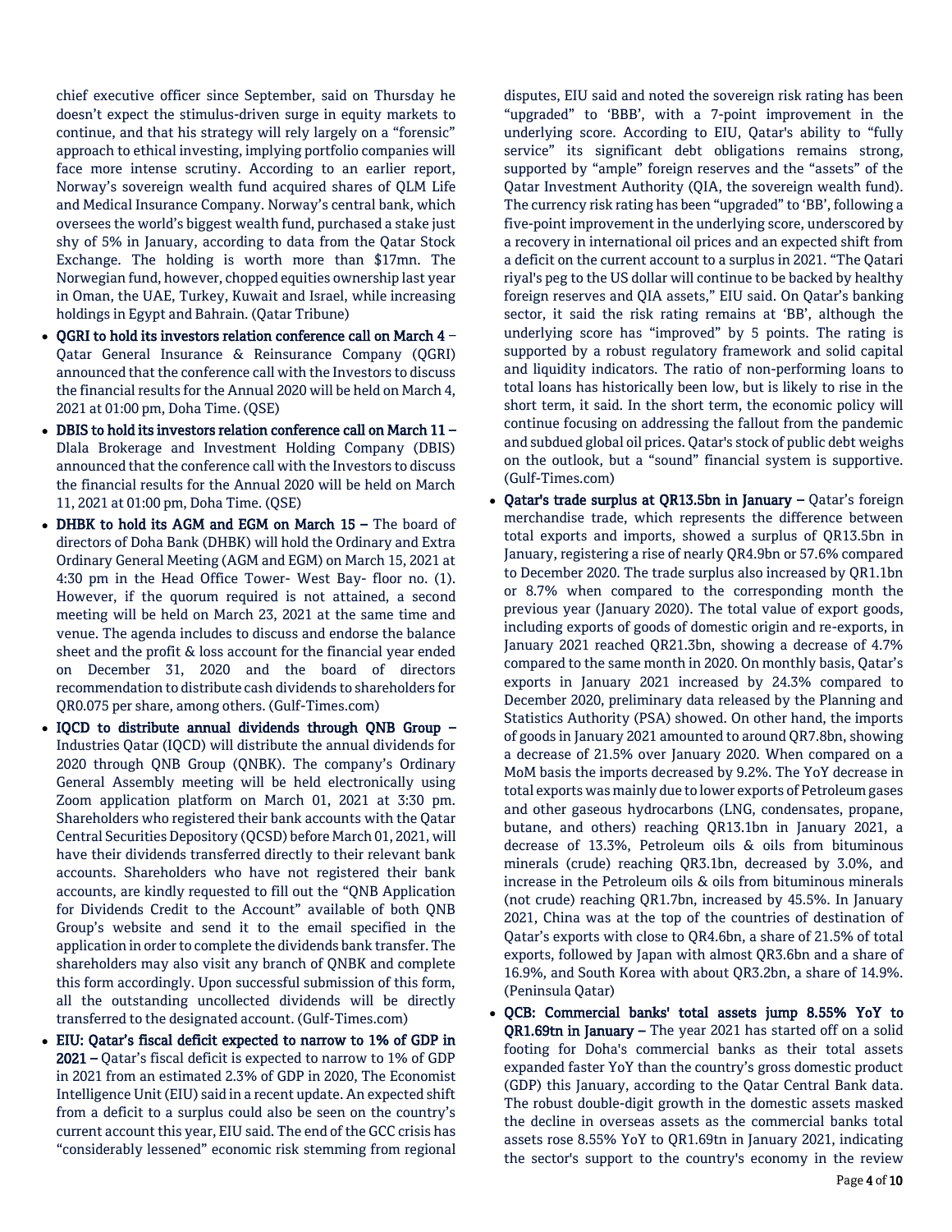chief executive officer since September, said on Thursday he doesn't expect the stimulus-driven surge in equity markets to continue, and that his strategy will rely largely on a "forensic" approach to ethical investing, implying portfolio companies will face more intense scrutiny. According to an earlier report, Norway's sovereign wealth fund acquired shares of QLM Life and Medical Insurance Company. Norway's central bank, which oversees the world's biggest wealth fund, purchased a stake just shy of 5% in January, according to data from the Qatar Stock Exchange. The holding is worth more than $17mn. The Norwegian fund, however, chopped equities ownership last year in Oman, the UAE, Turkey, Kuwait and Israel, while increasing holdings in Egypt and Bahrain. (Qatar Tribune)

- **QGRI to hold its investors relation conference call on March 4** – Qatar General Insurance & Reinsurance Company (QGRI) announced that the conference call with the Investors to discuss the financial results for the Annual 2020 will be held on March 4, 2021 at 01:00 pm, Doha Time. (QSE)
- **DBIS to hold its investors relation conference call on March 11** – Dlala Brokerage and Investment Holding Company (DBIS) announced that the conference call with the Investors to discuss the financial results for the Annual 2020 will be held on March 11, 2021 at 01:00 pm, Doha Time. (QSE)
- **DHBK to hold its AGM and EGM on March 15** – The board of directors of Doha Bank (DHBK) will hold the Ordinary and Extra Ordinary General Meeting (AGM and EGM) on March 15, 2021 at 4:30 pm in the Head Office Tower- West Bay- floor no. (1). However, if the quorum required is not attained, a second meeting will be held on March 23, 2021 at the same time and venue. The agenda includes to discuss and endorse the balance sheet and the profit & loss account for the financial year ended on December 31, 2020 and the board of directors recommendation to distribute cash dividends to shareholders for QR0.075 per share, among others. (Gulf-Times.com)
- **IQCD to distribute annual dividends through QNB Group** – Industries Qatar (IQCD) will distribute the annual dividends for 2020 through QNB Group (QNBK). The company's Ordinary General Assembly meeting will be held electronically using Zoom application platform on March 01, 2021 at 3:30 pm. Shareholders who registered their bank accounts with the Qatar Central Securities Depository (QCSD) before March 01, 2021, will have their dividends transferred directly to their relevant bank accounts. Shareholders who have not registered their bank accounts, are kindly requested to fill out the "QNB Application for Dividends Credit to the Account" available of both QNB Group's website and send it to the email specified in the application in order to complete the dividends bank transfer. The shareholders may also visit any branch of QNBK and complete this form accordingly. Upon successful submission of this form, all the outstanding uncollected dividends will be directly transferred to the designated account. (Gulf-Times.com)
- **EIU: Qatar's fiscal deficit expected to narrow to 1% of GDP in 2021** – Qatar's fiscal deficit is expected to narrow to 1% of GDP in 2021 from an estimated 2.3% of GDP in 2020, The Economist Intelligence Unit (EIU) said in a recent update. An expected shift from a deficit to a surplus could also be seen on the country's current account this year, EIU said. The end of the GCC crisis has "considerably lessened" economic risk stemming from regional disputes, EIU said and noted the sovereign risk rating has been "upgraded" to 'BBB', with a 7-point improvement in the underlying score. According to EIU, Qatar's ability to "fully service" its significant debt obligations remains strong, supported by "ample" foreign reserves and the "assets" of the Qatar Investment Authority (QIA, the sovereign wealth fund). The currency risk rating has been "upgraded" to 'BB', following a five-point improvement in the underlying score, underscored by a recovery in international oil prices and an expected shift from a deficit on the current account to a surplus in 2021. "The Qatari riyal's peg to the US dollar will continue to be backed by healthy foreign reserves and QIA assets," EIU said. On Qatar's banking sector, it said the risk rating remains at 'BB', although the underlying score has "improved" by 5 points. The rating is supported by a robust regulatory framework and solid capital and liquidity indicators. The ratio of non-performing loans to total loans has historically been low, but is likely to rise in the short term, it said. In the short term, the economic policy will continue focusing on addressing the fallout from the pandemic and subdued global oil prices. Qatar's stock of public debt weighs on the outlook, but a "sound" financial system is supportive. (Gulf-Times.com)
- **Qatar's trade surplus at QR13.5bn in January** – Qatar's foreign merchandise trade, which represents the difference between total exports and imports, showed a surplus of QR13.5bn in January, registering a rise of nearly QR4.9bn or 57.6% compared to December 2020. The trade surplus also increased by QR1.1bn or 8.7% when compared to the corresponding month the previous year (January 2020). The total value of export goods, including exports of goods of domestic origin and re-exports, in January 2021 reached QR21.3bn, showing a decrease of 4.7% compared to the same month in 2020. On monthly basis, Qatar's exports in January 2021 increased by 24.3% compared to December 2020, preliminary data released by the Planning and Statistics Authority (PSA) showed. On other hand, the imports of goods in January 2021 amounted to around QR7.8bn, showing a decrease of 21.5% over January 2020. When compared on a MoM basis the imports decreased by 9.2%. The YoY decrease in total exports was mainly due to lower exports of Petroleum gases and other gaseous hydrocarbons (LNG, condensates, propane, butane, and others) reaching QR13.1bn in January 2021, a decrease of 13.3%, Petroleum oils & oils from bituminous minerals (crude) reaching QR3.1bn, decreased by 3.0%, and increase in the Petroleum oils & oils from bituminous minerals (not crude) reaching QR1.7bn, increased by 45.5%. In January 2021, China was at the top of the countries of destination of Qatar's exports with close to QR4.6bn, a share of 21.5% of total exports, followed by Japan with almost QR3.6bn and a share of 16.9%, and South Korea with about QR3.2bn, a share of 14.9%. (Peninsula Qatar)
- **QCB: Commercial banks' total assets jump 8.55% YoY to QR1.69tn in January** – The year 2021 has started off on a solid footing for Doha's commercial banks as their total assets expanded faster YoY than the country's gross domestic product (GDP) this January, according to the Qatar Central Bank data. The robust double-digit growth in the domestic assets masked the decline in overseas assets as the commercial banks total assets rose 8.55% YoY to QR1.69tn in January 2021, indicating the sector's support to the country's economy in the review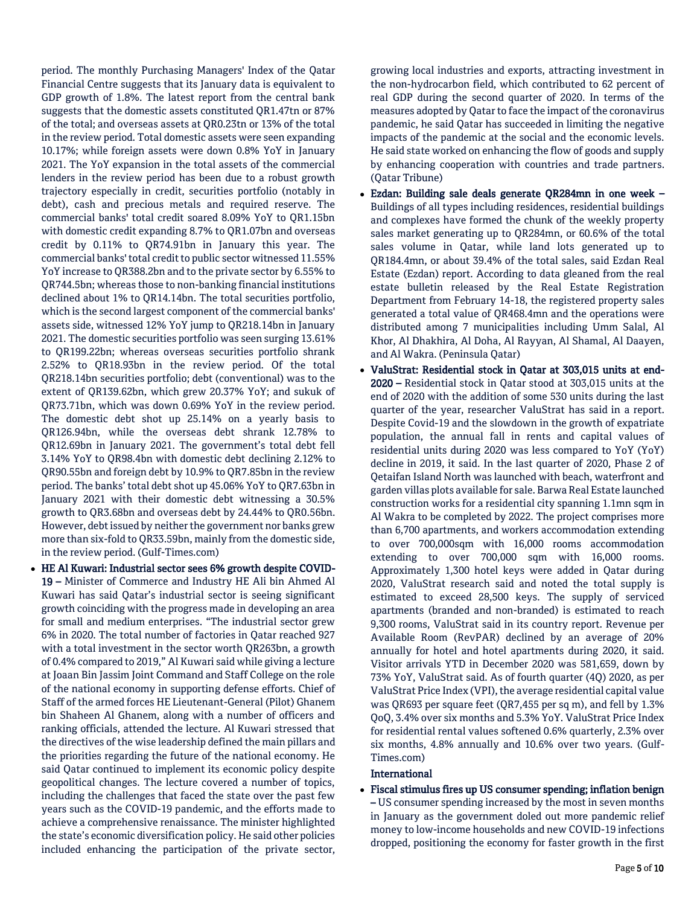period. The monthly Purchasing Managers' Index of the Qatar Financial Centre suggests that its January data is equivalent to GDP growth of 1.8%. The latest report from the central bank suggests that the domestic assets constituted QR1.47tn or 87% of the total; and overseas assets at QR0.23tn or 13% of the total in the review period. Total domestic assets were seen expanding 10.17%; while foreign assets were down 0.8% YoY in January 2021. The YoY expansion in the total assets of the commercial lenders in the review period has been due to a robust growth trajectory especially in credit, securities portfolio (notably in debt), cash and precious metals and required reserve. The commercial banks' total credit soared 8.09% YoY to QR1.15bn with domestic credit expanding 8.7% to QR1.07bn and overseas credit by 0.11% to QR74.91bn in January this year. The commercial banks' total credit to public sector witnessed 11.55% YoY increase to QR388.2bn and to the private sector by 6.55% to QR744.5bn; whereas those to non-banking financial institutions declined about 1% to QR14.14bn. The total securities portfolio, which is the second largest component of the commercial banks' assets side, witnessed 12% YoY jump to QR218.14bn in January 2021. The domestic securities portfolio was seen surging 13.61% to QR199.22bn; whereas overseas securities portfolio shrank 2.52% to QR18.93bn in the review period. Of the total QR218.14bn securities portfolio; debt (conventional) was to the extent of QR139.62bn, which grew 20.37% YoY; and sukuk of QR73.71bn, which was down 0.69% YoY in the review period. The domestic debt shot up 25.14% on a yearly basis to QR126.94bn, while the overseas debt shrank 12.78% to QR12.69bn in January 2021. The government's total debt fell 3.14% YoY to QR98.4bn with domestic debt declining 2.12% to QR90.55bn and foreign debt by 10.9% to QR7.85bn in the review period. The banks' total debt shot up 45.06% YoY to QR7.63bn in January 2021 with their domestic debt witnessing a 30.5% growth to QR3.68bn and overseas debt by 24.44% to QR0.56bn. However, debt issued by neither the government nor banks grew more than six-fold to QR33.59bn, mainly from the domestic side, in the review period. (Gulf-Times.com)

- **HE Al Kuwari: Industrial sector sees 6% growth despite COVID-19 –** Minister of Commerce and Industry HE Ali bin Ahmed Al Kuwari has said Qatar's industrial sector is seeing significant growth coinciding with the progress made in developing an area for small and medium enterprises. "The industrial sector grew 6% in 2020. The total number of factories in Qatar reached 927 with a total investment in the sector worth QR263bn, a growth of 0.4% compared to 2019," Al Kuwari said while giving a lecture at Joaan Bin Jassim Joint Command and Staff College on the role of the national economy in supporting defense efforts. Chief of Staff of the armed forces HE Lieutenant-General (Pilot) Ghanem bin Shaheen Al Ghanem, along with a number of officers and ranking officials, attended the lecture. Al Kuwari stressed that the directives of the wise leadership defined the main pillars and the priorities regarding the future of the national economy. He said Qatar continued to implement its economic policy despite geopolitical changes. The lecture covered a number of topics, including the challenges that faced the state over the past few years such as the COVID-19 pandemic, and the efforts made to achieve a comprehensive renaissance. The minister highlighted the state's economic diversification policy. He said other policies included enhancing the participation of the private sector, growing local industries and exports, attracting investment in the non-hydrocarbon field, which contributed to 62 percent of real GDP during the second quarter of 2020. In terms of the measures adopted by Qatar to face the impact of the coronavirus pandemic, he said Qatar has succeeded in limiting the negative impacts of the pandemic at the social and the economic levels. He said state worked on enhancing the flow of goods and supply by enhancing cooperation with countries and trade partners. (Qatar Tribune)
- **Ezdan: Building sale deals generate QR284mn in one week –** Buildings of all types including residences, residential buildings and complexes have formed the chunk of the weekly property sales market generating up to QR284mn, or 60.6% of the total sales volume in Qatar, while land lots generated up to QR184.4mn, or about 39.4% of the total sales, said Ezdan Real Estate (Ezdan) report. According to data gleaned from the real estate bulletin released by the Real Estate Registration Department from February 14-18, the registered property sales generated a total value of QR468.4mn and the operations were distributed among 7 municipalities including Umm Salal, Al Khor, Al Dhakhira, Al Doha, Al Rayyan, Al Shamal, Al Daayen, and Al Wakra. (Peninsula Qatar)
- **ValuStrat: Residential stock in Qatar at 303,015 units at end-2020 –** Residential stock in Qatar stood at 303,015 units at the end of 2020 with the addition of some 530 units during the last quarter of the year, researcher ValuStrat has said in a report. Despite Covid-19 and the slowdown in the growth of expatriate population, the annual fall in rents and capital values of residential units during 2020 was less compared to YoY (YoY) decline in 2019, it said. In the last quarter of 2020, Phase 2 of Qetaifan Island North was launched with beach, waterfront and garden villas plots available for sale. Barwa Real Estate launched construction works for a residential city spanning 1.1mn sqm in Al Wakra to be completed by 2022. The project comprises more than 6,700 apartments, and workers accommodation extending to over 700,000sqm with 16,000 rooms accommodation extending to over 700,000 sqm with 16,000 rooms. Approximately 1,300 hotel keys were added in Qatar during 2020, ValuStrat research said and noted the total supply is estimated to exceed 28,500 keys. The supply of serviced apartments (branded and non-branded) is estimated to reach 9,300 rooms, ValuStrat said in its country report. Revenue per Available Room (RevPAR) declined by an average of 20% annually for hotel and hotel apartments during 2020, it said. Visitor arrivals YTD in December 2020 was 581,659, down by 73% YoY, ValuStrat said. As of fourth quarter (4Q) 2020, as per ValuStrat Price Index (VPI), the average residential capital value was QR693 per square feet (QR7,455 per sq m), and fell by 1.3% QoQ, 3.4% over six months and 5.3% YoY. ValuStrat Price Index for residential rental values softened 0.6% quarterly, 2.3% over six months, 4.8% annually and 10.6% over two years. (Gulf-Times.com)

## International

- **Fiscal stimulus fires up US consumer spending; inflation benign –** US consumer spending increased by the most in seven months in January as the government doled out more pandemic relief money to low-income households and new COVID-19 infections dropped, positioning the economy for faster growth in the first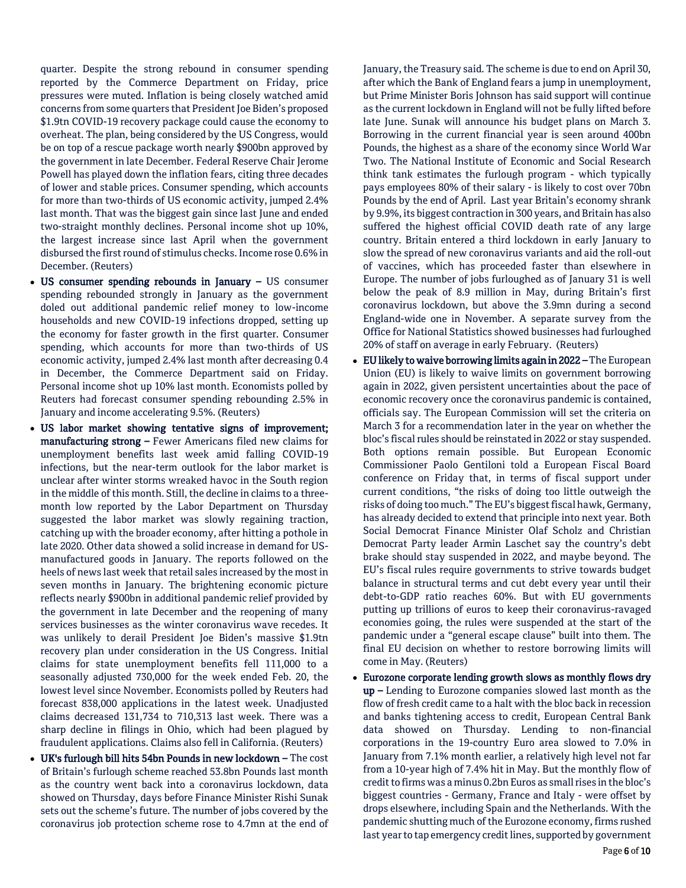quarter. Despite the strong rebound in consumer spending reported by the Commerce Department on Friday, price pressures were muted. Inflation is being closely watched amid concerns from some quarters that President Joe Biden's proposed $1.9tn COVID-19 recovery package could cause the economy to overheat. The plan, being considered by the US Congress, would be on top of a rescue package worth nearly $900bn approved by the government in late December. Federal Reserve Chair Jerome Powell has played down the inflation fears, citing three decades of lower and stable prices. Consumer spending, which accounts for more than two-thirds of US economic activity, jumped 2.4% last month. That was the biggest gain since last June and ended two-straight monthly declines. Personal income shot up 10%, the largest increase since last April when the government disbursed the first round of stimulus checks. Income rose 0.6% in December. (Reuters)

- **US consumer spending rebounds in January –** US consumer spending rebounded strongly in January as the government doled out additional pandemic relief money to low-income households and new COVID-19 infections dropped, setting up the economy for faster growth in the first quarter. Consumer spending, which accounts for more than two-thirds of US economic activity, jumped 2.4% last month after decreasing 0.4 in December, the Commerce Department said on Friday. Personal income shot up 10% last month. Economists polled by Reuters had forecast consumer spending rebounding 2.5% in January and income accelerating 9.5%. (Reuters)
- **US labor market showing tentative signs of improvement; manufacturing strong –** Fewer Americans filed new claims for unemployment benefits last week amid falling COVID-19 infections, but the near-term outlook for the labor market is unclear after winter storms wreaked havoc in the South region in the middle of this month. Still, the decline in claims to a three-month low reported by the Labor Department on Thursday suggested the labor market was slowly regaining traction, catching up with the broader economy, after hitting a pothole in late 2020. Other data showed a solid increase in demand for US-manufactured goods in January. The reports followed on the heels of news last week that retail sales increased by the most in seven months in January. The brightening economic picture reflects nearly $900bn in additional pandemic relief provided by the government in late December and the reopening of many services businesses as the winter coronavirus wave recedes. It was unlikely to derail President Joe Biden's massive $1.9tn recovery plan under consideration in the US Congress. Initial claims for state unemployment benefits fell 111,000 to a seasonally adjusted 730,000 for the week ended Feb. 20, the lowest level since November. Economists polled by Reuters had forecast 838,000 applications in the latest week. Unadjusted claims decreased 131,734 to 710,313 last week. There was a sharp decline in filings in Ohio, which had been plagued by fraudulent applications. Claims also fell in California. (Reuters)
- **UK's furlough bill hits 54bn Pounds in new lockdown –** The cost of Britain's furlough scheme reached 53.8bn Pounds last month as the country went back into a coronavirus lockdown, data showed on Thursday, days before Finance Minister Rishi Sunak sets out the scheme's future. The number of jobs covered by the coronavirus job protection scheme rose to 4.7mn at the end of January, the Treasury said. The scheme is due to end on April 30, after which the Bank of England fears a jump in unemployment, but Prime Minister Boris Johnson has said support will continue as the current lockdown in England will not be fully lifted before late June. Sunak will announce his budget plans on March 3. Borrowing in the current financial year is seen around 400bn Pounds, the highest as a share of the economy since World War Two. The National Institute of Economic and Social Research think tank estimates the furlough program - which typically pays employees 80% of their salary - is likely to cost over 70bn Pounds by the end of April. Last year Britain's economy shrank by 9.9%, its biggest contraction in 300 years, and Britain has also suffered the highest official COVID death rate of any large country. Britain entered a third lockdown in early January to slow the spread of new coronavirus variants and aid the roll-out of vaccines, which has proceeded faster than elsewhere in Europe. The number of jobs furloughed as of January 31 is well below the peak of 8.9 million in May, during Britain's first coronavirus lockdown, but above the 3.9mn during a second England-wide one in November. A separate survey from the Office for National Statistics showed businesses had furloughed 20% of staff on average in early February. (Reuters)
- **EU likely to waive borrowing limits again in 2022 –** The European Union (EU) is likely to waive limits on government borrowing again in 2022, given persistent uncertainties about the pace of economic recovery once the coronavirus pandemic is contained, officials say. The European Commission will set the criteria on March 3 for a recommendation later in the year on whether the bloc's fiscal rules should be reinstated in 2022 or stay suspended. Both options remain possible. But European Economic Commissioner Paolo Gentiloni told a European Fiscal Board conference on Friday that, in terms of fiscal support under current conditions, "the risks of doing too little outweigh the risks of doing too much." The EU's biggest fiscal hawk, Germany, has already decided to extend that principle into next year. Both Social Democrat Finance Minister Olaf Scholz and Christian Democrat Party leader Armin Laschet say the country's debt brake should stay suspended in 2022, and maybe beyond. The EU's fiscal rules require governments to strive towards budget balance in structural terms and cut debt every year until their debt-to-GDP ratio reaches 60%. But with EU governments putting up trillions of euros to keep their coronavirus-ravaged economies going, the rules were suspended at the start of the pandemic under a "general escape clause" built into them. The final EU decision on whether to restore borrowing limits will come in May. (Reuters)
- **Eurozone corporate lending growth slows as monthly flows dry up –** Lending to Eurozone companies slowed last month as the flow of fresh credit came to a halt with the bloc back in recession and banks tightening access to credit, European Central Bank data showed on Thursday. Lending to non-financial corporations in the 19-country Euro area slowed to 7.0% in January from 7.1% month earlier, a relatively high level not far from a 10-year high of 7.4% hit in May. But the monthly flow of credit to firms was a minus 0.2bn Euros as small rises in the bloc's biggest countries - Germany, France and Italy - were offset by drops elsewhere, including Spain and the Netherlands. With the pandemic shutting much of the Eurozone economy, firms rushed last year to tap emergency credit lines, supported by government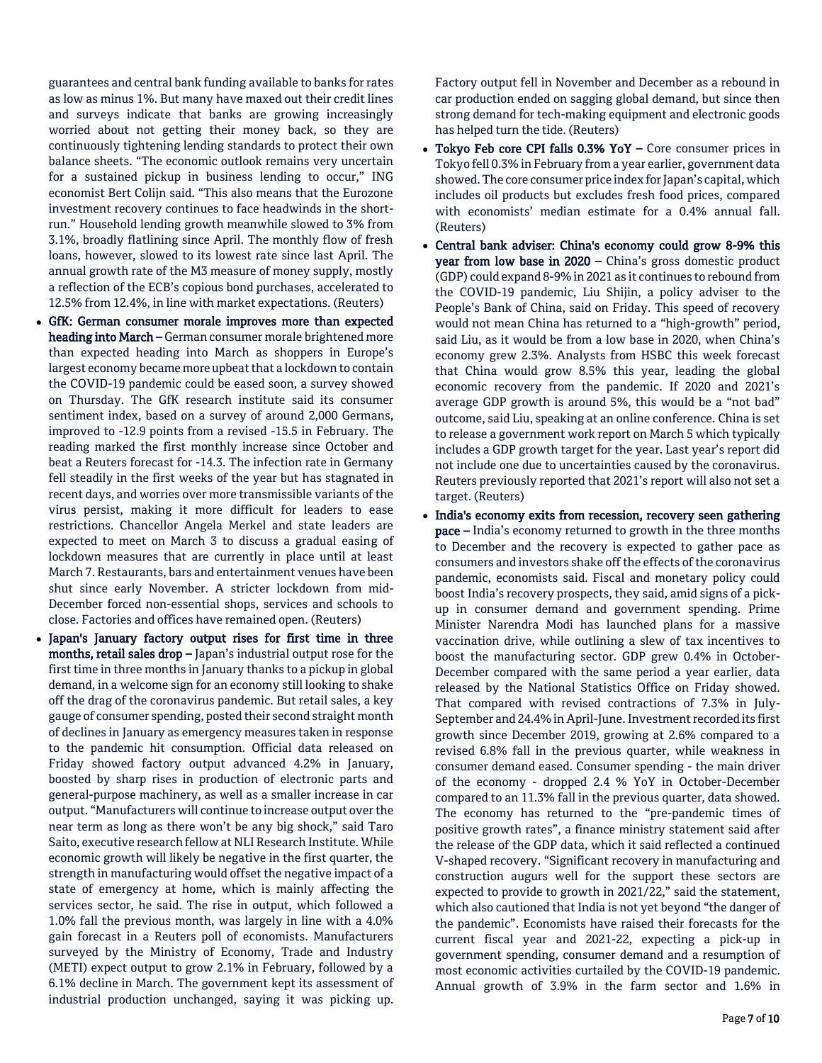guarantees and central bank funding available to banks for rates as low as minus 1%. But many have maxed out their credit lines and surveys indicate that banks are growing increasingly worried about not getting their money back, so they are continuously tightening lending standards to protect their own balance sheets. "The economic outlook remains very uncertain for a sustained pickup in business lending to occur," ING economist Bert Colijn said. "This also means that the Eurozone investment recovery continues to face headwinds in the short-run." Household lending growth meanwhile slowed to 3% from 3.1%, broadly flatlining since April. The monthly flow of fresh loans, however, slowed to its lowest rate since last April. The annual growth rate of the M3 measure of money supply, mostly a reflection of the ECB's copious bond purchases, accelerated to 12.5% from 12.4%, in line with market expectations. (Reuters)

- **GfK: German consumer morale improves more than expected heading into March –** German consumer morale brightened more than expected heading into March as shoppers in Europe's largest economy became more upbeat that a lockdown to contain the COVID-19 pandemic could be eased soon, a survey showed on Thursday. The GfK research institute said its consumer sentiment index, based on a survey of around 2,000 Germans, improved to -12.9 points from a revised -15.5 in February. The reading marked the first monthly increase since October and beat a Reuters forecast for -14.3. The infection rate in Germany fell steadily in the first weeks of the year but has stagnated in recent days, and worries over more transmissible variants of the virus persist, making it more difficult for leaders to ease restrictions. Chancellor Angela Merkel and state leaders are expected to meet on March 3 to discuss a gradual easing of lockdown measures that are currently in place until at least March 7. Restaurants, bars and entertainment venues have been shut since early November. A stricter lockdown from mid-December forced non-essential shops, services and schools to close. Factories and offices have remained open. (Reuters)
- **Japan's January factory output rises for first time in three months, retail sales drop –** Japan's industrial output rose for the first time in three months in January thanks to a pickup in global demand, in a welcome sign for an economy still looking to shake off the drag of the coronavirus pandemic. But retail sales, a key gauge of consumer spending, posted their second straight month of declines in January as emergency measures taken in response to the pandemic hit consumption. Official data released on Friday showed factory output advanced 4.2% in January, boosted by sharp rises in production of electronic parts and general-purpose machinery, as well as a smaller increase in car output. "Manufacturers will continue to increase output over the near term as long as there won't be any big shock," said Taro Saito, executive research fellow at NLI Research Institute. While economic growth will likely be negative in the first quarter, the strength in manufacturing would offset the negative impact of a state of emergency at home, which is mainly affecting the services sector, he said. The rise in output, which followed a 1.0% fall the previous month, was largely in line with a 4.0% gain forecast in a Reuters poll of economists. Manufacturers surveyed by the Ministry of Economy, Trade and Industry (METI) expect output to grow 2.1% in February, followed by a 6.1% decline in March. The government kept its assessment of industrial production unchanged, saying it was picking up. Factory output fell in November and December as a rebound in car production ended on sagging global demand, but since then strong demand for tech-making equipment and electronic goods has helped turn the tide. (Reuters)
- **Tokyo Feb core CPI falls 0.3% YoY –** Core consumer prices in Tokyo fell 0.3% in February from a year earlier, government data showed. The core consumer price index for Japan's capital, which includes oil products but excludes fresh food prices, compared with economists' median estimate for a 0.4% annual fall. (Reuters)
- **Central bank adviser: China's economy could grow 8-9% this year from low base in 2020 –** China's gross domestic product (GDP) could expand 8-9% in 2021 as it continues to rebound from the COVID-19 pandemic, Liu Shijin, a policy adviser to the People's Bank of China, said on Friday. This speed of recovery would not mean China has returned to a "high-growth" period, said Liu, as it would be from a low base in 2020, when China's economy grew 2.3%. Analysts from HSBC this week forecast that China would grow 8.5% this year, leading the global economic recovery from the pandemic. If 2020 and 2021's average GDP growth is around 5%, this would be a "not bad" outcome, said Liu, speaking at an online conference. China is set to release a government work report on March 5 which typically includes a GDP growth target for the year. Last year's report did not include one due to uncertainties caused by the coronavirus. Reuters previously reported that 2021's report will also not set a target. (Reuters)
- **India's economy exits from recession, recovery seen gathering pace –** India's economy returned to growth in the three months to December and the recovery is expected to gather pace as consumers and investors shake off the effects of the coronavirus pandemic, economists said. Fiscal and monetary policy could boost India's recovery prospects, they said, amid signs of a pick-up in consumer demand and government spending. Prime Minister Narendra Modi has launched plans for a massive vaccination drive, while outlining a slew of tax incentives to boost the manufacturing sector. GDP grew 0.4% in October-December compared with the same period a year earlier, data released by the National Statistics Office on Friday showed. That compared with revised contractions of 7.3% in July-September and 24.4% in April-June. Investment recorded its first growth since December 2019, growing at 2.6% compared to a revised 6.8% fall in the previous quarter, while weakness in consumer demand eased. Consumer spending - the main driver of the economy - dropped 2.4 % YoY in October-December compared to an 11.3% fall in the previous quarter, data showed. The economy has returned to the "pre-pandemic times of positive growth rates", a finance ministry statement said after the release of the GDP data, which it said reflected a continued V-shaped recovery. "Significant recovery in manufacturing and construction augurs well for the support these sectors are expected to provide to growth in 2021/22," said the statement, which also cautioned that India is not yet beyond "the danger of the pandemic". Economists have raised their forecasts for the current fiscal year and 2021-22, expecting a pick-up in government spending, consumer demand and a resumption of most economic activities curtailed by the COVID-19 pandemic. Annual growth of 3.9% in the farm sector and 1.6% in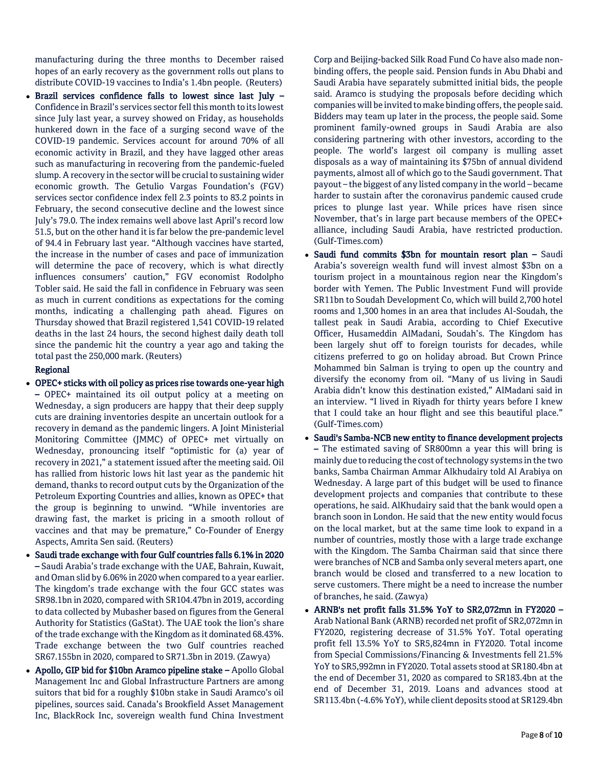manufacturing during the three months to December raised hopes of an early recovery as the government rolls out plans to distribute COVID-19 vaccines to India's 1.4bn people. (Reuters)

- **Brazil services confidence falls to lowest since last July –** Confidence in Brazil's services sector fell this month to its lowest since July last year, a survey showed on Friday, as households hunkered down in the face of a surging second wave of the COVID-19 pandemic. Services account for around 70% of all economic activity in Brazil, and they have lagged other areas such as manufacturing in recovering from the pandemic-fueled slump. A recovery in the sector will be crucial to sustaining wider economic growth. The Getulio Vargas Foundation's (FGV) services sector confidence index fell 2.3 points to 83.2 points in February, the second consecutive decline and the lowest since July's 79.0. The index remains well above last April's record low 51.5, but on the other hand it is far below the pre-pandemic level of 94.4 in February last year. "Although vaccines have started, the increase in the number of cases and pace of immunization will determine the pace of recovery, which is what directly influences consumers' caution," FGV economist Rodolpho Tobler said. He said the fall in confidence in February was seen as much in current conditions as expectations for the coming months, indicating a challenging path ahead. Figures on Thursday showed that Brazil registered 1,541 COVID-19 related deaths in the last 24 hours, the second highest daily death toll since the pandemic hit the country a year ago and taking the total past the 250,000 mark. (Reuters)

**Regional**

- **OPEC+ sticks with oil policy as prices rise towards one-year high –** OPEC+ maintained its oil output policy at a meeting on Wednesday, a sign producers are happy that their deep supply cuts are draining inventories despite an uncertain outlook for a recovery in demand as the pandemic lingers. A Joint Ministerial Monitoring Committee (JMMC) of OPEC+ met virtually on Wednesday, pronouncing itself "optimistic for (a) year of recovery in 2021," a statement issued after the meeting said. Oil has rallied from historic lows hit last year as the pandemic hit demand, thanks to record output cuts by the Organization of the Petroleum Exporting Countries and allies, known as OPEC+ that the group is beginning to unwind. "While inventories are drawing fast, the market is pricing in a smooth rollout of vaccines and that may be premature," Co-Founder of Energy Aspects, Amrita Sen said. (Reuters)
- **Saudi trade exchange with four Gulf countries falls 6.1% in 2020 –** Saudi Arabia's trade exchange with the UAE, Bahrain, Kuwait, and Oman slid by 6.06% in 2020 when compared to a year earlier. The kingdom's trade exchange with the four GCC states was SR98.1bn in 2020, compared with SR104.47bn in 2019, according to data collected by Mubasher based on figures from the General Authority for Statistics (GaStat). The UAE took the lion's share of the trade exchange with the Kingdom as it dominated 68.43%. Trade exchange between the two Gulf countries reached SR67.155bn in 2020, compared to SR71.3bn in 2019. (Zawya)
- **Apollo, GIP bid for $10bn Aramco pipeline stake –** Apollo Global Management Inc and Global Infrastructure Partners are among suitors that bid for a roughly $10bn stake in Saudi Aramco's oil pipelines, sources said. Canada's Brookfield Asset Management Inc, BlackRock Inc, sovereign wealth fund China Investment Corp and Beijing-backed Silk Road Fund Co have also made non-binding offers, the people said. Pension funds in Abu Dhabi and Saudi Arabia have separately submitted initial bids, the people said. Aramco is studying the proposals before deciding which companies will be invited to make binding offers, the people said. Bidders may team up later in the process, the people said. Some prominent family-owned groups in Saudi Arabia are also considering partnering with other investors, according to the people. The world's largest oil company is mulling asset disposals as a way of maintaining its $75bn of annual dividend payments, almost all of which go to the Saudi government. That payout – the biggest of any listed company in the world – became harder to sustain after the coronavirus pandemic caused crude prices to plunge last year. While prices have risen since November, that's in large part because members of the OPEC+ alliance, including Saudi Arabia, have restricted production. (Gulf-Times.com)
- **Saudi fund commits $3bn for mountain resort plan –** Saudi Arabia's sovereign wealth fund will invest almost $3bn on a tourism project in a mountainous region near the Kingdom's border with Yemen. The Public Investment Fund will provide SR11bn to Soudah Development Co, which will build 2,700 hotel rooms and 1,300 homes in an area that includes Al-Soudah, the tallest peak in Saudi Arabia, according to Chief Executive Officer, Husameddin AlMadani, Soudah's. The Kingdom has been largely shut off to foreign tourists for decades, while citizens preferred to go on holiday abroad. But Crown Prince Mohammed bin Salman is trying to open up the country and diversify the economy from oil. "Many of us living in Saudi Arabia didn't know this destination existed," AlMadani said in an interview. "I lived in Riyadh for thirty years before I knew that I could take an hour flight and see this beautiful place." (Gulf-Times.com)
- **Saudi's Samba-NCB new entity to finance development projects –** The estimated saving of SR800mn a year this will bring is mainly due to reducing the cost of technology systems in the two banks, Samba Chairman Ammar Alkhudairy told Al Arabiya on Wednesday. A large part of this budget will be used to finance development projects and companies that contribute to these operations, he said. AlKhudairy said that the bank would open a branch soon in London. He said that the new entity would focus on the local market, but at the same time look to expand in a number of countries, mostly those with a large trade exchange with the Kingdom. The Samba Chairman said that since there were branches of NCB and Samba only several meters apart, one branch would be closed and transferred to a new location to serve customers. There might be a need to increase the number of branches, he said. (Zawya)
- **ARNB's net profit falls 31.5% YoY to SR2,072mn in FY2020 –** Arab National Bank (ARNB) recorded net profit of SR2,072mn in FY2020, registering decrease of 31.5% YoY. Total operating profit fell 13.5% YoY to SR5,824mn in FY2020. Total income from Special Commissions/Financing & Investments fell 21.5% YoY to SR5,992mn in FY2020. Total assets stood at SR180.4bn at the end of December 31, 2020 as compared to SR183.4bn at the end of December 31, 2019. Loans and advances stood at SR113.4bn (-4.6% YoY), while client deposits stood at SR129.4bn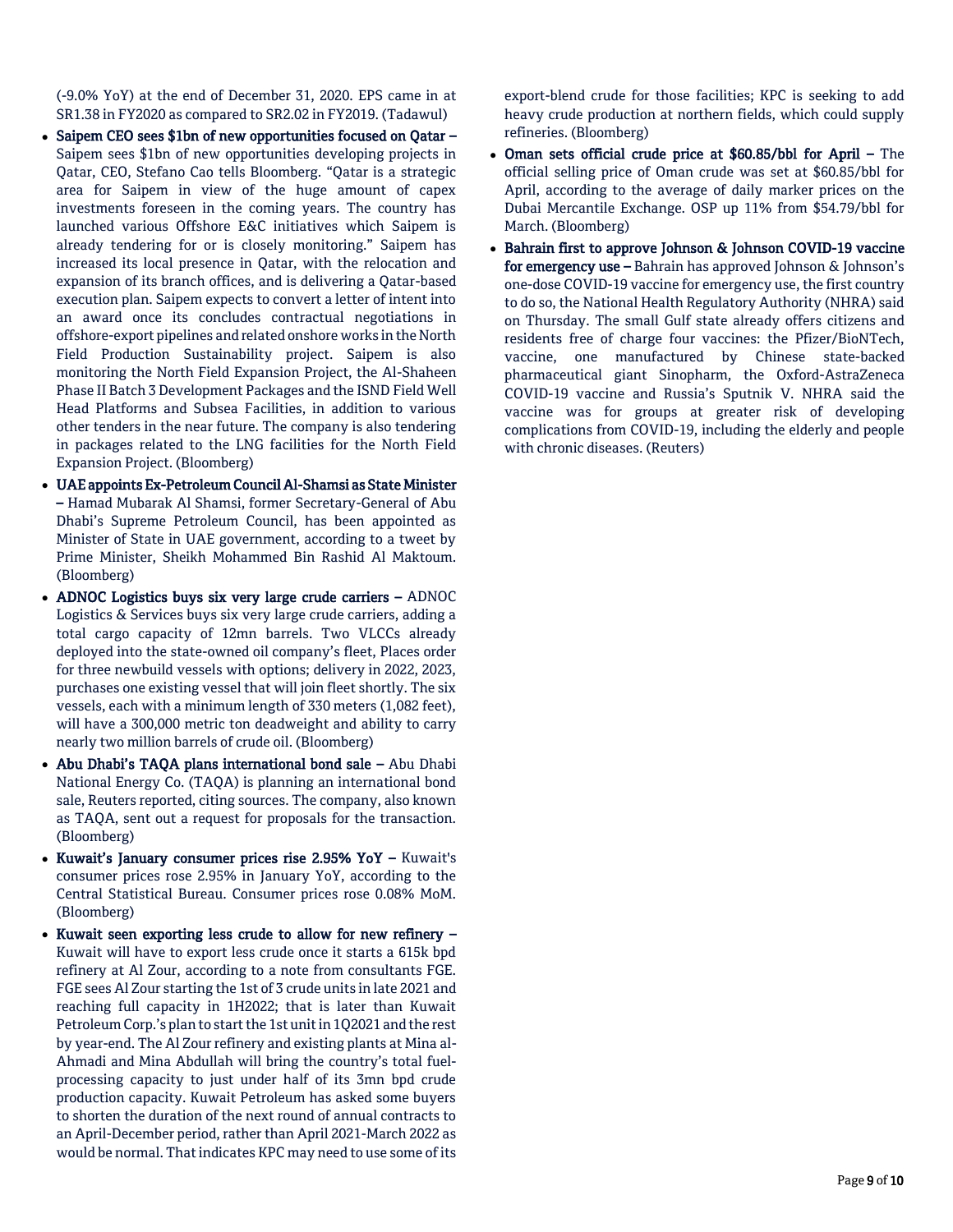(-9.0% YoY) at the end of December 31, 2020. EPS came in at SR1.38 in FY2020 as compared to SR2.02 in FY2019. (Tadawul)

- **Saipem CEO sees $1bn of new opportunities focused on Qatar –** Saipem sees $1bn of new opportunities developing projects in Qatar, CEO, Stefano Cao tells Bloomberg. "Qatar is a strategic area for Saipem in view of the huge amount of capex investments foreseen in the coming years. The country has launched various Offshore E&C initiatives which Saipem is already tendering for or is closely monitoring." Saipem has increased its local presence in Qatar, with the relocation and expansion of its branch offices, and is delivering a Qatar-based execution plan. Saipem expects to convert a letter of intent into an award once its concludes contractual negotiations in offshore-export pipelines and related onshore works in the North Field Production Sustainability project. Saipem is also monitoring the North Field Expansion Project, the Al-Shaheen Phase II Batch 3 Development Packages and the ISND Field Well Head Platforms and Subsea Facilities, in addition to various other tenders in the near future. The company is also tendering in packages related to the LNG facilities for the North Field Expansion Project. (Bloomberg)
- **UAE appoints Ex-Petroleum Council Al-Shamsi as State Minister –** Hamad Mubarak Al Shamsi, former Secretary-General of Abu Dhabi's Supreme Petroleum Council, has been appointed as Minister of State in UAE government, according to a tweet by Prime Minister, Sheikh Mohammed Bin Rashid Al Maktoum. (Bloomberg)
- **ADNOC Logistics buys six very large crude carriers –** ADNOC Logistics & Services buys six very large crude carriers, adding a total cargo capacity of 12mn barrels. Two VLCCs already deployed into the state-owned oil company's fleet, Places order for three newbuild vessels with options; delivery in 2022, 2023, purchases one existing vessel that will join fleet shortly. The six vessels, each with a minimum length of 330 meters (1,082 feet), will have a 300,000 metric ton deadweight and ability to carry nearly two million barrels of crude oil. (Bloomberg)
- **Abu Dhabi's TAQA plans international bond sale –** Abu Dhabi National Energy Co. (TAQA) is planning an international bond sale, Reuters reported, citing sources. The company, also known as TAQA, sent out a request for proposals for the transaction. (Bloomberg)
- **Kuwait's January consumer prices rise 2.95% YoY –** Kuwait's consumer prices rose 2.95% in January YoY, according to the Central Statistical Bureau. Consumer prices rose 0.08% MoM. (Bloomberg)
- **Kuwait seen exporting less crude to allow for new refinery –** Kuwait will have to export less crude once it starts a 615k bpd refinery at Al Zour, according to a note from consultants FGE. FGE sees Al Zour starting the 1st of 3 crude units in late 2021 and reaching full capacity in 1H2022; that is later than Kuwait Petroleum Corp.'s plan to start the 1st unit in 1Q2021 and the rest by year-end. The Al Zour refinery and existing plants at Mina al-Ahmadi and Mina Abdullah will bring the country's total fuel-processing capacity to just under half of its 3mn bpd crude production capacity. Kuwait Petroleum has asked some buyers to shorten the duration of the next round of annual contracts to an April-December period, rather than April 2021-March 2022 as would be normal. That indicates KPC may need to use some of its export-blend crude for those facilities; KPC is seeking to add heavy crude production at northern fields, which could supply refineries. (Bloomberg)
- **Oman sets official crude price at $60.85/bbl for April –** The official selling price of Oman crude was set at $60.85/bbl for April, according to the average of daily marker prices on the Dubai Mercantile Exchange. OSP up 11% from $54.79/bbl for March. (Bloomberg)
- **Bahrain first to approve Johnson & Johnson COVID-19 vaccine for emergency use –** Bahrain has approved Johnson & Johnson's one-dose COVID-19 vaccine for emergency use, the first country to do so, the National Health Regulatory Authority (NHRA) said on Thursday. The small Gulf state already offers citizens and residents free of charge four vaccines: the Pfizer/BioNTech, vaccine, one manufactured by Chinese state-backed pharmaceutical giant Sinopharm, the Oxford-AstraZeneca COVID-19 vaccine and Russia's Sputnik V. NHRA said the vaccine was for groups at greater risk of developing complications from COVID-19, including the elderly and people with chronic diseases. (Reuters)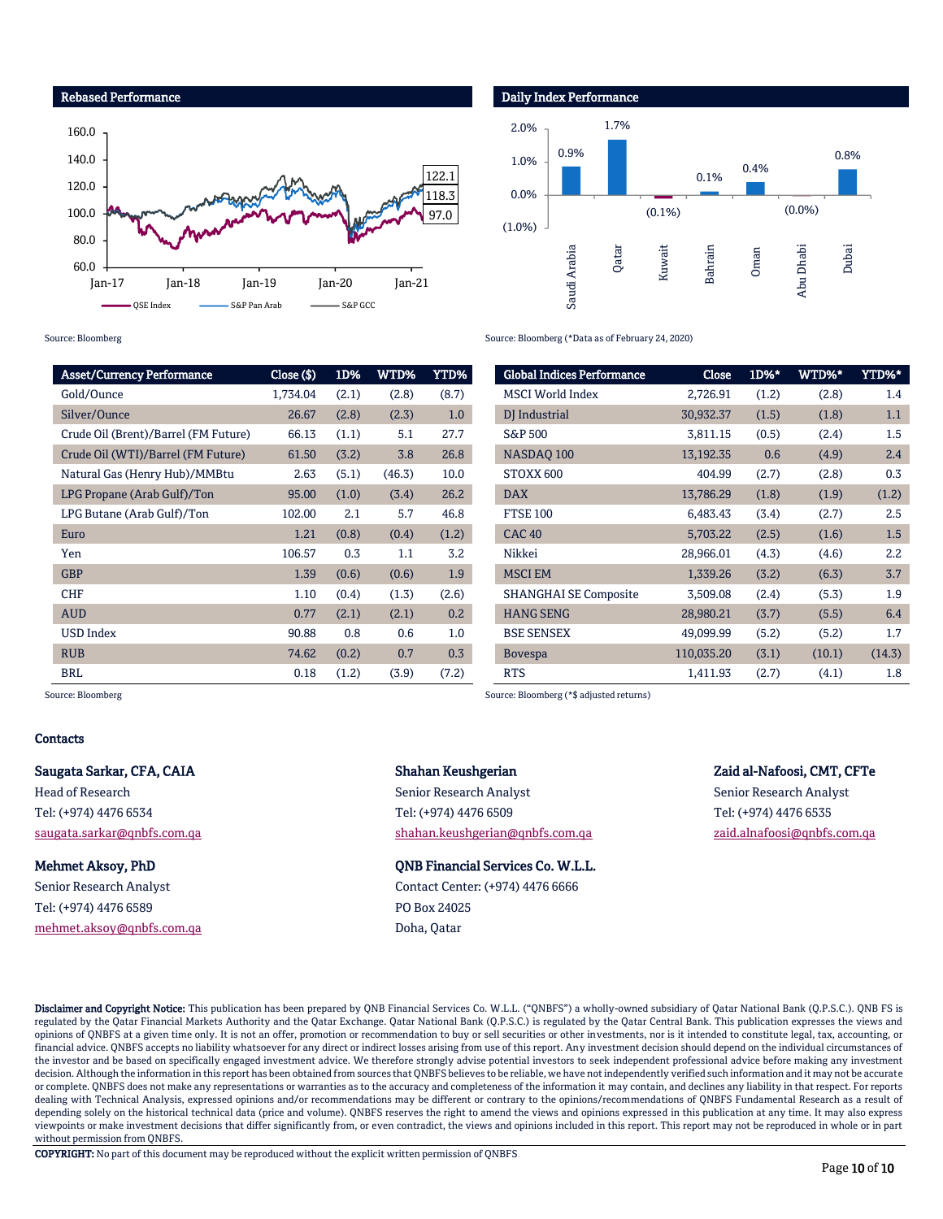## Rebased Performance

160.0
140.0
120.0
100.0
80.0
60.0

Jan-17
Jan-18
Jan-19
Jan-20
Jan-21

122.1
118.3
97.0

QSE Index
S&P Pan Arab
S&P GCC

Source: Bloomberg

## Daily Index Performance

2.0%
1.0%
0.0%
(1.0%)

0.9%
1.7%
(0.1%)
0.1%
0.4%
(0.0%)
0.8%

Saudi Arabia
Qatar
Kuwait
Bahrain
Oman
Abu Dhabi
Dubai

Source: Bloomberg (*Data as of February 24, 2020)

| Asset/Currency Performance | Close ($) | 1D% | WTD% | YTD% |
|---|---|---|---|---|
| Gold/Ounce | 1,734.04 | (2.1) | (2.8) | (8.7) |
| Silver/Ounce | 26.67 | (2.8) | (2.3) | 1.0 |
| Crude Oil (Brent)/Barrel (FM Future) | 66.13 | (1.1) | 5.1 | 27.7 |
| Crude Oil (WTI)/Barrel (FM Future) | 61.50 | (3.2) | 3.8 | 26.8 |
| Natural Gas (Henry Hub)/MMBtu | 2.63 | (5.1) | (46.3) | 10.0 |
| LPG Propane (Arab Gulf)/Ton | 95.00 | (1.0) | (3.4) | 26.2 |
| LPG Butane (Arab Gulf)/Ton | 102.00 | 2.1 | 5.7 | 46.8 |
| Euro | 1.21 | (0.8) | (0.4) | (1.2) |
| Yen | 106.57 | 0.3 | 1.1 | 3.2 |
| GBP | 1.39 | (0.6) | (0.6) | 1.9 |
| CHF | 1.10 | (0.4) | (1.3) | (2.6) |
| AUD | 0.77 | (2.1) | (2.1) | 0.2 |
| USD Index | 90.88 | 0.8 | 0.6 | 1.0 |
| RUB | 74.62 | (0.2) | 0.7 | 0.3 |
| BRL | 0.18 | (1.2) | (3.9) | (7.2) |

Source: Bloomberg

| Global Indices Performance | Close | 1D%* | WTD%* | YTD%* |
|---|---|---|---|---|
| MSCI World Index | 2,726.91 | (1.2) | (2.8) | 1.4 |
| DJ Industrial | 30,932.37 | (1.5) | (1.8) | 1.1 |
| S&P 500 | 3,811.15 | (0.5) | (2.4) | 1.5 |
| NASDAQ 100 | 13,192.35 | 0.6 | (4.9) | 2.4 |
| STOXX 600 | 404.99 | (2.7) | (2.8) | 0.3 |
| DAX | 13,786.29 | (1.8) | (1.9) | (1.2) |
| FTSE 100 | 6,483.43 | (3.4) | (2.7) | 2.5 |
| CAC 40 | 5,703.22 | (2.5) | (1.6) | 1.5 |
| Nikkei | 28,966.01 | (4.3) | (4.6) | 2.2 |
| MSCI EM | 1,339.26 | (3.2) | (6.3) | 3.7 |
| SHANGHAI SE Composite | 3,509.08 | (2.4) | (5.3) | 1.9 |
| HANG SENG | 28,980.21 | (3.7) | (5.5) | 6.4 |
| BSE SENSEX | 49,099.99 | (5.2) | (5.2) | 1.7 |
| Bovespa | 110,035.20 | (3.1) | (10.1) | (14.3) |
| RTS | 1,411.93 | (2.7) | (4.1) | 1.8 |

Source: Bloomberg (*$ adjusted returns)

## Contacts

**Saugata Sarkar, CFA, CAIA**
Head of Research
Tel: (+974) 4476 6534
saugata.sarkar@qnbfs.com.qa

**Shahan Keushgerian**
Senior Research Analyst
Tel: (+974) 4476 6509
shahan.keushgerian@qnbfs.com.qa

**Zaid al-Nafoosi, CMT, CFTe**
Senior Research Analyst
Tel: (+974) 4476 6535
zaid.alnafoosi@qnbfs.com.qa

**Mehmet Aksoy, PhD**
Senior Research Analyst
Tel: (+974) 4476 6589
mehmet.aksoy@qnbfs.com.qa

**QNB Financial Services Co. W.L.L.**
Contact Center: (+974) 4476 6666
PO Box 24025
Doha, Qatar

**Disclaimer and Copyright Notice:** This publication has been prepared by QNB Financial Services Co. W.L.L. ("QNBFS") a wholly-owned subsidiary of Qatar National Bank (Q.P.S.C.). QNB FS is regulated by the Qatar Financial Markets Authority and the Qatar Exchange. Qatar National Bank (Q.P.S.C.) is regulated by the Qatar Central Bank. This publication expresses the views and opinions of QNBFS at a given time only. It is not an offer, promotion or recommendation to buy or sell securities or other investments, nor is it intended to constitute legal, tax, accounting, or financial advice. QNBFS accepts no liability whatsoever for any direct or indirect losses arising from use of this report. Any investment decision should depend on the individual circumstances of the investor and be based on specifically engaged investment advice. We therefore strongly advise potential investors to seek independent professional advice before making any investment decision. Although the information in this report has been obtained from sources that QNBFS believes to be reliable, we have not independently verified such information and it may not be accurate or complete. QNBFS does not make any representations or warranties as to the accuracy and completeness of the information it may contain, and declines any liability in that respect. For reports dealing with Technical Analysis, expressed opinions and/or recommendations may be different or contrary to the opinions/recommendations of QNBFS Fundamental Research as a result of depending solely on the historical technical data (price and volume). QNBFS reserves the right to amend the views and opinions expressed in this publication at any time. It may also express viewpoints or make investment decisions that differ significantly from, or even contradict, the views and opinions included in this report. This report may not be reproduced in whole or in part without permission from QNBFS.

**COPYRIGHT:** No part of this document may be reproduced without the explicit written permission of QNBFS